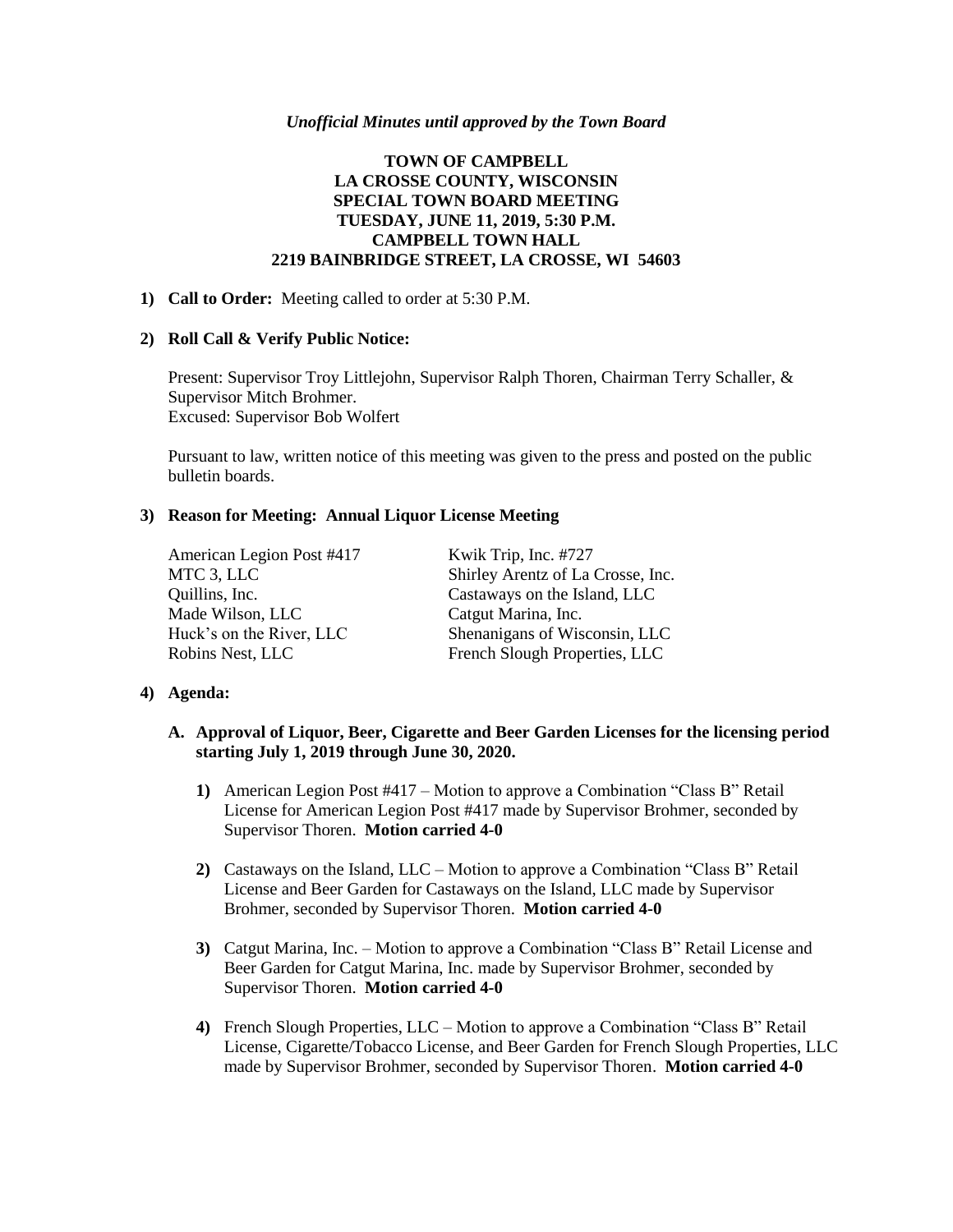*Unofficial Minutes until approved by the Town Board*

**TOWN OF CAMPBELL**
**LA CROSSE COUNTY, WISCONSIN**
**SPECIAL TOWN BOARD MEETING**
**TUESDAY, JUNE 11, 2019, 5:30 P.M.**
**CAMPBELL TOWN HALL**
**2219 BAINBRIDGE STREET, LA CROSSE, WI 54603**

**1) Call to Order:** Meeting called to order at 5:30 P.M.

**2) Roll Call & Verify Public Notice:**

Present: Supervisor Troy Littlejohn, Supervisor Ralph Thoren, Chairman Terry Schaller, & Supervisor Mitch Brohmer.
Excused: Supervisor Bob Wolfert

Pursuant to law, written notice of this meeting was given to the press and posted on the public bulletin boards.

**3) Reason for Meeting: Annual Liquor License Meeting**

| | |
|---|---|
| American Legion Post #417 | Kwik Trip, Inc. #727 |
| MTC 3, LLC | Shirley Arentz of La Crosse, Inc. |
| Quillins, Inc. | Castaways on the Island, LLC |
| Made Wilson, LLC | Catgut Marina, Inc. |
| Huck's on the River, LLC | Shenanigans of Wisconsin, LLC |
| Robins Nest, LLC | French Slough Properties, LLC |

**4) Agenda:**

**A. Approval of Liquor, Beer, Cigarette and Beer Garden Licenses for the licensing period starting July 1, 2019 through June 30, 2020.**

**1)** American Legion Post #417 – Motion to approve a Combination "Class B" Retail License for American Legion Post #417 made by Supervisor Brohmer, seconded by Supervisor Thoren. **Motion carried 4-0**

**2)** Castaways on the Island, LLC – Motion to approve a Combination "Class B" Retail License and Beer Garden for Castaways on the Island, LLC made by Supervisor Brohmer, seconded by Supervisor Thoren. **Motion carried 4-0**

**3)** Catgut Marina, Inc. – Motion to approve a Combination "Class B" Retail License and Beer Garden for Catgut Marina, Inc. made by Supervisor Brohmer, seconded by Supervisor Thoren. **Motion carried 4-0**

**4)** French Slough Properties, LLC – Motion to approve a Combination "Class B" Retail License, Cigarette/Tobacco License, and Beer Garden for French Slough Properties, LLC made by Supervisor Brohmer, seconded by Supervisor Thoren. **Motion carried 4-0**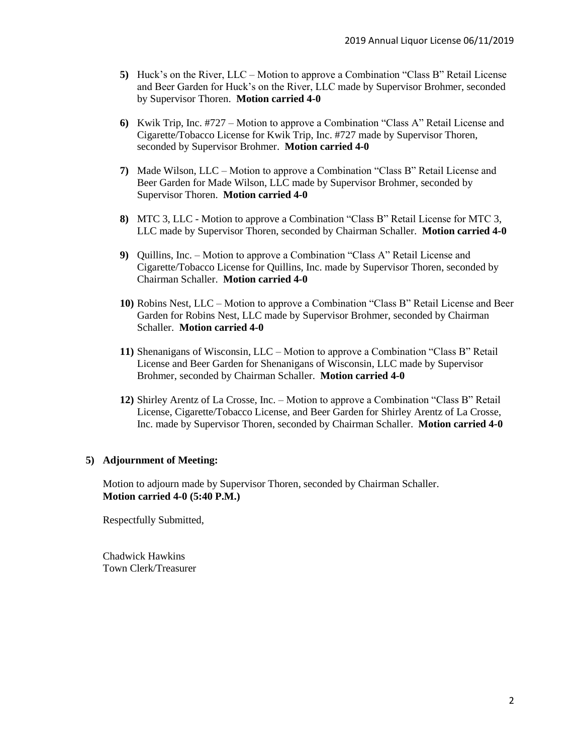5) Huck's on the River, LLC – Motion to approve a Combination "Class B" Retail License and Beer Garden for Huck's on the River, LLC made by Supervisor Brohmer, seconded by Supervisor Thoren. **Motion carried 4-0**

6) Kwik Trip, Inc. #727 – Motion to approve a Combination "Class A" Retail License and Cigarette/Tobacco License for Kwik Trip, Inc. #727 made by Supervisor Thoren, seconded by Supervisor Brohmer. **Motion carried 4-0**

7) Made Wilson, LLC – Motion to approve a Combination "Class B" Retail License and Beer Garden for Made Wilson, LLC made by Supervisor Brohmer, seconded by Supervisor Thoren. **Motion carried 4-0**

8) MTC 3, LLC - Motion to approve a Combination "Class B" Retail License for MTC 3, LLC made by Supervisor Thoren, seconded by Chairman Schaller. **Motion carried 4-0**

9) Quillins, Inc. – Motion to approve a Combination "Class A" Retail License and Cigarette/Tobacco License for Quillins, Inc. made by Supervisor Thoren, seconded by Chairman Schaller. **Motion carried 4-0**

10) Robins Nest, LLC – Motion to approve a Combination "Class B" Retail License and Beer Garden for Robins Nest, LLC made by Supervisor Brohmer, seconded by Chairman Schaller. **Motion carried 4-0**

11) Shenanigans of Wisconsin, LLC – Motion to approve a Combination "Class B" Retail License and Beer Garden for Shenanigans of Wisconsin, LLC made by Supervisor Brohmer, seconded by Chairman Schaller. **Motion carried 4-0**

12) Shirley Arentz of La Crosse, Inc. – Motion to approve a Combination "Class B" Retail License, Cigarette/Tobacco License, and Beer Garden for Shirley Arentz of La Crosse, Inc. made by Supervisor Thoren, seconded by Chairman Schaller. **Motion carried 4-0**

**5) Adjournment of Meeting:**

Motion to adjourn made by Supervisor Thoren, seconded by Chairman Schaller.
**Motion carried 4-0 (5:40 P.M.)**

Respectfully Submitted,

Chadwick Hawkins
Town Clerk/Treasurer